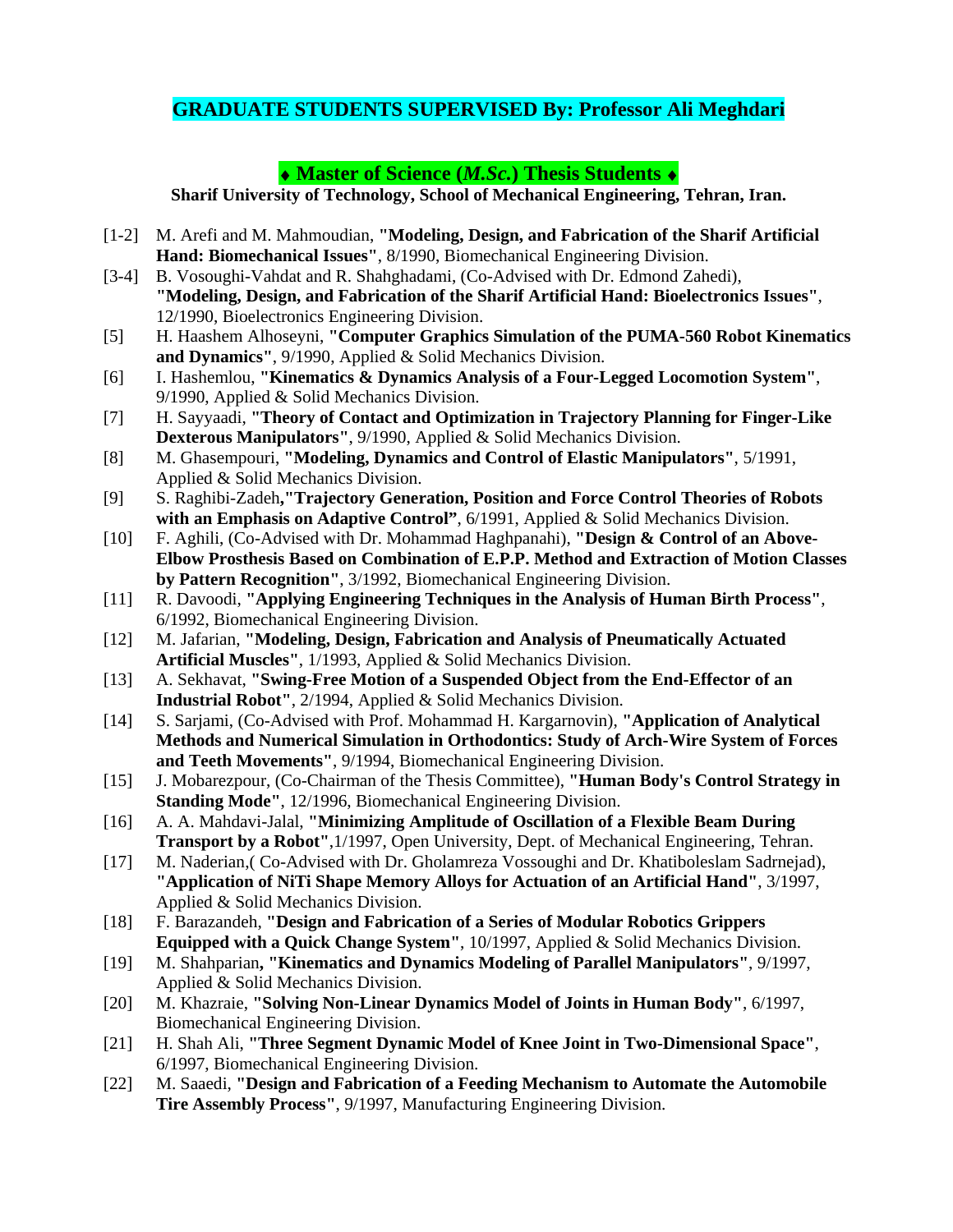# GRADUATE STUDENTS SUPERVISED By: Professor Ali Meghdari

## ♦ Master of Science (*M.Sc.*) Thesis Students ♦

**Sharif University of Technology, School of Mechanical Engineering, Tehran, Iran.**

[1-2] M. Arefi and M. Mahmoudian, **"Modeling, Design, and Fabrication of the Sharif Artificial Hand: Biomechanical Issues"**, 8/1990, Biomechanical Engineering Division.

[3-4] B. Vosoughi-Vahdat and R. Shahghadami, (Co-Advised with Dr. Edmond Zahedi), **"Modeling, Design, and Fabrication of the Sharif Artificial Hand: Bioelectronics Issues"**, 12/1990, Bioelectronics Engineering Division.

[5] H. Haashem Alhoseyni, **"Computer Graphics Simulation of the PUMA-560 Robot Kinematics and Dynamics"**, 9/1990, Applied & Solid Mechanics Division.

[6] I. Hashemlou, **"Kinematics & Dynamics Analysis of a Four-Legged Locomotion System"**, 9/1990, Applied & Solid Mechanics Division.

[7] H. Sayyaadi, **"Theory of Contact and Optimization in Trajectory Planning for Finger-Like Dexterous Manipulators"**, 9/1990, Applied & Solid Mechanics Division.

[8] M. Ghasempouri, **"Modeling, Dynamics and Control of Elastic Manipulators"**, 5/1991, Applied & Solid Mechanics Division.

[9] S. Raghibi-Zadeh**,"Trajectory Generation, Position and Force Control Theories of Robots with an Emphasis on Adaptive Control"**, 6/1991, Applied & Solid Mechanics Division.

[10] F. Aghili, (Co-Advised with Dr. Mohammad Haghpanahi), **"Design & Control of an Above-Elbow Prosthesis Based on Combination of E.P.P. Method and Extraction of Motion Classes by Pattern Recognition"**, 3/1992, Biomechanical Engineering Division.

[11] R. Davoodi, **"Applying Engineering Techniques in the Analysis of Human Birth Process"**, 6/1992, Biomechanical Engineering Division.

[12] M. Jafarian, **"Modeling, Design, Fabrication and Analysis of Pneumatically Actuated Artificial Muscles"**, 1/1993, Applied & Solid Mechanics Division.

[13] A. Sekhavat, **"Swing-Free Motion of a Suspended Object from the End-Effector of an Industrial Robot"**, 2/1994, Applied & Solid Mechanics Division.

[14] S. Sarjami, (Co-Advised with Prof. Mohammad H. Kargarnovin), **"Application of Analytical Methods and Numerical Simulation in Orthodontics: Study of Arch-Wire System of Forces and Teeth Movements"**, 9/1994, Biomechanical Engineering Division.

[15] J. Mobarezpour, (Co-Chairman of the Thesis Committee), **"Human Body's Control Strategy in Standing Mode"**, 12/1996, Biomechanical Engineering Division.

[16] A. A. Mahdavi-Jalal, **"Minimizing Amplitude of Oscillation of a Flexible Beam During Transport by a Robot"**,1/1997, Open University, Dept. of Mechanical Engineering, Tehran.

[17] M. Naderian,( Co-Advised with Dr. Gholamreza Vossoughi and Dr. Khatiboleslam Sadrnejad), **"Application of NiTi Shape Memory Alloys for Actuation of an Artificial Hand"**, 3/1997, Applied & Solid Mechanics Division.

[18] F. Barazandeh, **"Design and Fabrication of a Series of Modular Robotics Grippers Equipped with a Quick Change System"**, 10/1997, Applied & Solid Mechanics Division.

[19] M. Shahparian**, "Kinematics and Dynamics Modeling of Parallel Manipulators"**, 9/1997, Applied & Solid Mechanics Division.

[20] M. Khazraie, **"Solving Non-Linear Dynamics Model of Joints in Human Body"**, 6/1997, Biomechanical Engineering Division.

[21] H. Shah Ali, **"Three Segment Dynamic Model of Knee Joint in Two-Dimensional Space"**, 6/1997, Biomechanical Engineering Division.

[22] M. Saaedi, **"Design and Fabrication of a Feeding Mechanism to Automate the Automobile Tire Assembly Process"**, 9/1997, Manufacturing Engineering Division.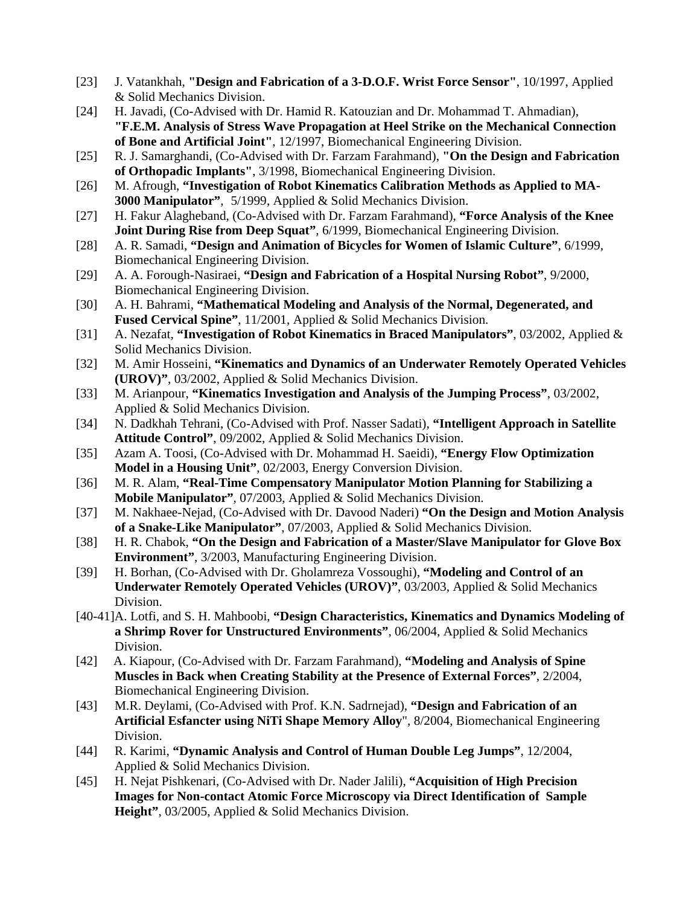[23] J. Vatankhah, **"Design and Fabrication of a 3-D.O.F. Wrist Force Sensor"**, 10/1997, Applied & Solid Mechanics Division.

[24] H. Javadi, (Co-Advised with Dr. Hamid R. Katouzian and Dr. Mohammad T. Ahmadian), **"F.E.M. Analysis of Stress Wave Propagation at Heel Strike on the Mechanical Connection of Bone and Artificial Joint"**, 12/1997, Biomechanical Engineering Division.

[25] R. J. Samarghandi, (Co-Advised with Dr. Farzam Farahmand), **"On the Design and Fabrication of Orthopadic Implants"**, 3/1998, Biomechanical Engineering Division.

[26] M. Afrough, **"Investigation of Robot Kinematics Calibration Methods as Applied to MA-3000 Manipulator"**, 5/1999, Applied & Solid Mechanics Division.

[27] H. Fakur Alagheband, (Co-Advised with Dr. Farzam Farahmand), **"Force Analysis of the Knee Joint During Rise from Deep Squat"**, 6/1999, Biomechanical Engineering Division.

[28] A. R. Samadi, **"Design and Animation of Bicycles for Women of Islamic Culture"**, 6/1999, Biomechanical Engineering Division.

[29] A. A. Forough-Nasiraei, **"Design and Fabrication of a Hospital Nursing Robot"**, 9/2000, Biomechanical Engineering Division.

[30] A. H. Bahrami, **"Mathematical Modeling and Analysis of the Normal, Degenerated, and Fused Cervical Spine"**, 11/2001, Applied & Solid Mechanics Division.

[31] A. Nezafat, **"Investigation of Robot Kinematics in Braced Manipulators"**, 03/2002, Applied & Solid Mechanics Division.

[32] M. Amir Hosseini, **"Kinematics and Dynamics of an Underwater Remotely Operated Vehicles (UROV)"**, 03/2002, Applied & Solid Mechanics Division.

[33] M. Arianpour, **"Kinematics Investigation and Analysis of the Jumping Process"**, 03/2002, Applied & Solid Mechanics Division.

[34] N. Dadkhah Tehrani, (Co-Advised with Prof. Nasser Sadati), **"Intelligent Approach in Satellite Attitude Control"**, 09/2002, Applied & Solid Mechanics Division.

[35] Azam A. Toosi, (Co-Advised with Dr. Mohammad H. Saeidi), **"Energy Flow Optimization Model in a Housing Unit"**, 02/2003, Energy Conversion Division.

[36] M. R. Alam, **"Real-Time Compensatory Manipulator Motion Planning for Stabilizing a Mobile Manipulator"**, 07/2003, Applied & Solid Mechanics Division.

[37] M. Nakhaee-Nejad, (Co-Advised with Dr. Davood Naderi) **"On the Design and Motion Analysis of a Snake-Like Manipulator"**, 07/2003, Applied & Solid Mechanics Division.

[38] H. R. Chabok, **"On the Design and Fabrication of a Master/Slave Manipulator for Glove Box Environment"**, 3/2003, Manufacturing Engineering Division.

[39] H. Borhan, (Co-Advised with Dr. Gholamreza Vossoughi), **"Modeling and Control of an Underwater Remotely Operated Vehicles (UROV)"**, 03/2003, Applied & Solid Mechanics Division.

[40-41] A. Lotfi, and S. H. Mahboobi, **"Design Characteristics, Kinematics and Dynamics Modeling of a Shrimp Rover for Unstructured Environments"**, 06/2004, Applied & Solid Mechanics Division.

[42] A. Kiapour, (Co-Advised with Dr. Farzam Farahmand), **"Modeling and Analysis of Spine Muscles in Back when Creating Stability at the Presence of External Forces"**, 2/2004, Biomechanical Engineering Division.

[43] M.R. Deylami, (Co-Advised with Prof. K.N. Sadrnejad), **"Design and Fabrication of an Artificial Esfancter using NiTi Shape Memory Alloy"**, 8/2004, Biomechanical Engineering Division.

[44] R. Karimi, **"Dynamic Analysis and Control of Human Double Leg Jumps"**, 12/2004, Applied & Solid Mechanics Division.

[45] H. Nejat Pishkenari, (Co-Advised with Dr. Nader Jalili), **"Acquisition of High Precision Images for Non-contact Atomic Force Microscopy via Direct Identification of Sample Height"**, 03/2005, Applied & Solid Mechanics Division.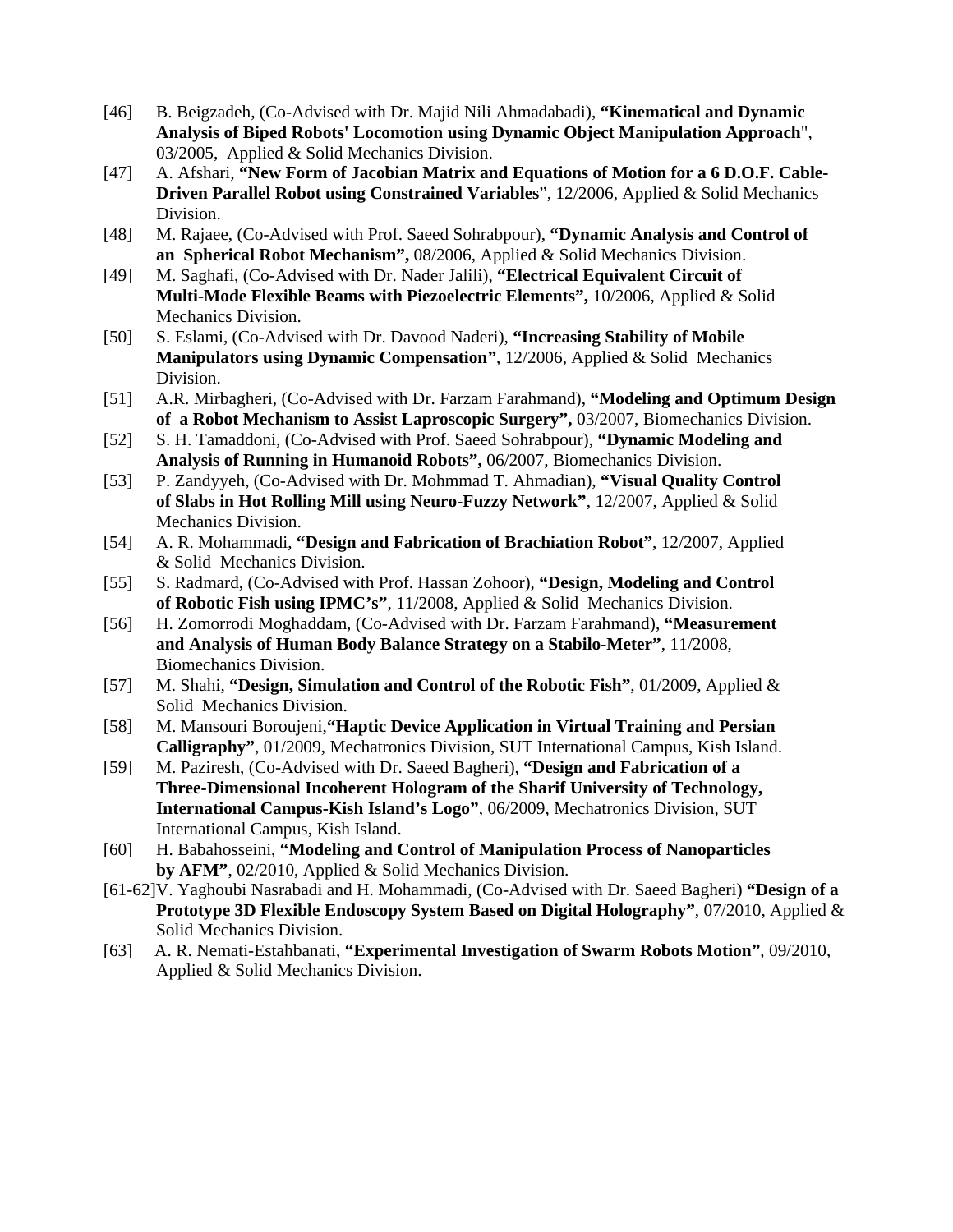[46] B. Beigzadeh, (Co-Advised with Dr. Majid Nili Ahmadabadi), **"Kinematical and Dynamic Analysis of Biped Robots' Locomotion using Dynamic Object Manipulation Approach**", 03/2005, Applied & Solid Mechanics Division.

[47] A. Afshari, **"New Form of Jacobian Matrix and Equations of Motion for a 6 D.O.F. Cable-Driven Parallel Robot using Constrained Variables**", 12/2006, Applied & Solid Mechanics Division.

[48] M. Rajaee, (Co-Advised with Prof. Saeed Sohrabpour), **"Dynamic Analysis and Control of an Spherical Robot Mechanism",** 08/2006, Applied & Solid Mechanics Division.

[49] M. Saghafi, (Co-Advised with Dr. Nader Jalili), **"Electrical Equivalent Circuit of Multi-Mode Flexible Beams with Piezoelectric Elements",** 10/2006, Applied & Solid Mechanics Division.

[50] S. Eslami, (Co-Advised with Dr. Davood Naderi), **"Increasing Stability of Mobile Manipulators using Dynamic Compensation"**, 12/2006, Applied & Solid Mechanics Division.

[51] A.R. Mirbagheri, (Co-Advised with Dr. Farzam Farahmand), **"Modeling and Optimum Design of a Robot Mechanism to Assist Laproscopic Surgery",** 03/2007, Biomechanics Division.

[52] S. H. Tamaddoni, (Co-Advised with Prof. Saeed Sohrabpour), **"Dynamic Modeling and Analysis of Running in Humanoid Robots",** 06/2007, Biomechanics Division.

[53] P. Zandyyeh, (Co-Advised with Dr. Mohmmad T. Ahmadian), **"Visual Quality Control of Slabs in Hot Rolling Mill using Neuro-Fuzzy Network"**, 12/2007, Applied & Solid Mechanics Division.

[54] A. R. Mohammadi, **"Design and Fabrication of Brachiation Robot"**, 12/2007, Applied & Solid Mechanics Division.

[55] S. Radmard, (Co-Advised with Prof. Hassan Zohoor), **"Design, Modeling and Control of Robotic Fish using IPMC's"**, 11/2008, Applied & Solid Mechanics Division.

[56] H. Zomorrodi Moghaddam, (Co-Advised with Dr. Farzam Farahmand), **"Measurement and Analysis of Human Body Balance Strategy on a Stabilo-Meter"**, 11/2008, Biomechanics Division.

[57] M. Shahi, **"Design, Simulation and Control of the Robotic Fish"**, 01/2009, Applied & Solid Mechanics Division.

[58] M. Mansouri Boroujeni,**"Haptic Device Application in Virtual Training and Persian Calligraphy"**, 01/2009, Mechatronics Division, SUT International Campus, Kish Island.

[59] M. Paziresh, (Co-Advised with Dr. Saeed Bagheri), **"Design and Fabrication of a Three-Dimensional Incoherent Hologram of the Sharif University of Technology, International Campus-Kish Island's Logo"**, 06/2009, Mechatronics Division, SUT International Campus, Kish Island.

[60] H. Babahosseini, **"Modeling and Control of Manipulation Process of Nanoparticles by AFM"**, 02/2010, Applied & Solid Mechanics Division.

[61-62] V. Yaghoubi Nasrabadi and H. Mohammadi, (Co-Advised with Dr. Saeed Bagheri) **"Design of a Prototype 3D Flexible Endoscopy System Based on Digital Holography"**, 07/2010, Applied & Solid Mechanics Division.

[63] A. R. Nemati-Estahbanati, **"Experimental Investigation of Swarm Robots Motion"**, 09/2010, Applied & Solid Mechanics Division.